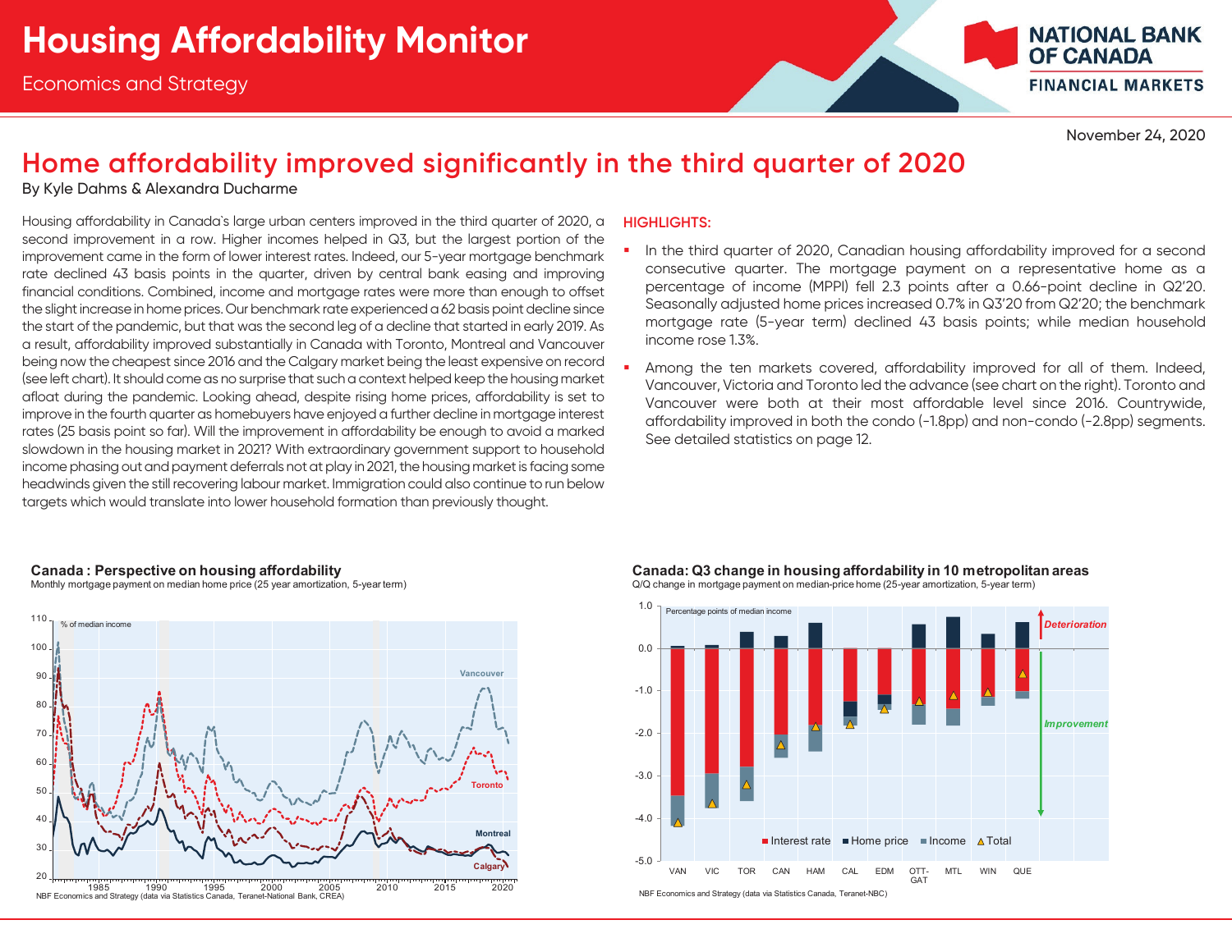# Housing Affordability Monitor

Economics and Strategy

November 24, 2020

## Home affordability improved significantly in the third quarter of 2020

By Kyle Dahms & Alexandra Ducharme

Housing affordability in Canada's large urban centers improved in the third quarter of 2020, a second improvement in a row. Higher incomes helped in Q3, but the largest portion of the improvement came in the form of lower interest rates. Indeed, our 5-year mortgage benchmark rate declined 43 basis points in the quarter, driven by central bank easing and improving financial conditions. Combined, income and mortgage rates were more than enough to offset the slight increase in home prices. Our benchmark rate experienced a 62 basis point decline since the start of the pandemic, but that was the second leg of a decline that started in early 2019. As a result, affordability improved substantially in Canada with Toronto, Montreal and Vancouver being now the cheapest since 2016 and the Calgary market being the least expensive on record (see left chart). It should come as no surprise that such a context helped keep the housing market afloat during the pandemic. Looking ahead, despite rising home prices, affordability is set to improve in the fourth quarter as homebuyers have enjoyed a further decline in mortgage interest rates (25 basis point so far). Will the improvement in affordability be enough to avoid a marked slowdown in the housing market in 2021? With extraordinary government support to household income phasing out and payment deferrals not at play in 2021, the housing market is facing some headwinds given the still recovering labour market. Immigration could also continue to run below targets which would translate into lower household formation than previously thought.

**HIGHLIGHTS:**

- In the third quarter of 2020, Canadian housing affordability improved for a second consecutive quarter. The mortgage payment on a representative home as a percentage of income (MPPI) fell 2.3 points after a 0.66-point decline in Q2'20. Seasonally adjusted home prices increased 0.7% in Q3'20 from Q2'20; the benchmark mortgage rate (5-year term) declined 43 basis points; while median household income rose 1.3%.
- Among the ten markets covered, affordability improved for all of them. Indeed, Vancouver, Victoria and Toronto led the advance (see chart on the right). Toronto and Vancouver were both at their most affordable level since 2016. Countrywide, affordability improved in both the condo (-1.8pp) and non-condo (-2.8pp) segments. See detailed statistics on page 12.

**Canada : Perspective on housing affordability**

Monthly mortgage payment on median home price (25 year amortization, 5-year term)

NBF Economics and Strategy (data via Statistics Canada, Teranet-National Bank, CREA)

**Canada: Q3 change in housing affordability in 10 metropolitan areas**

Q/Q change in mortgage payment on median-price home (25-year amortization, 5-year term)

NBF Economics and Strategy (data via Statistics Canada, Teranet-NBC)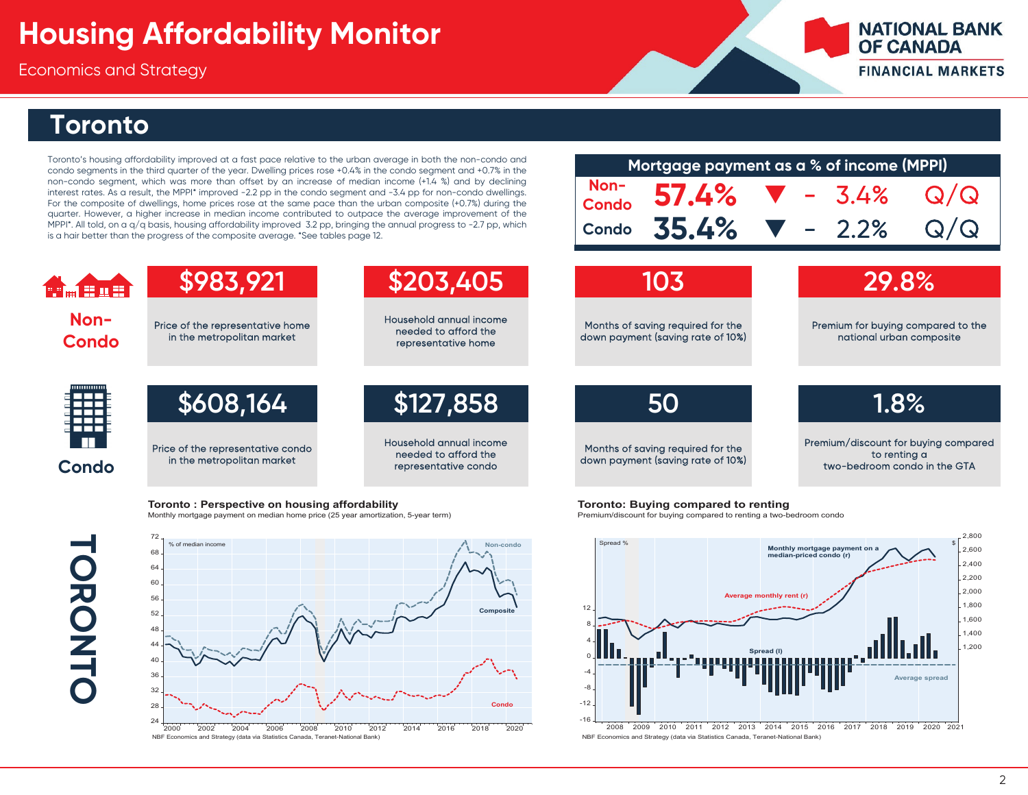# Housing Affordability Monitor

Economics and Strategy

## Toronto

Toronto's housing affordability improved at a fast pace relative to the urban average in both the non-condo and condo segments in the third quarter of the year. Dwelling prices rose +0.4% in the condo segment and +0.7% in the non-condo segment, which was more than offset by an increase of median income (+1.4 %) and by declining interest rates. As a result, the MPPI* improved -2.2 pp in the condo segment and -3.4 pp for non-condo dwellings. For the composite of dwellings, home prices rose at the same pace than the urban composite (+0.7%) during the quarter. However, a higher increase in median income contributed to outpace the average improvement of the MPPI*. All told, on a q/q basis, housing affordability improved 3.2 pp, bringing the annual progress to -2.7 pp, which is a hair better than the progress of the composite average. *See tables page 12.

### Mortgage payment as a % of income (MPPI)

| | MPPI | | Change | |
|---|---|---|---|---|
| Non-Condo | 57.4% | ▼ | - 3.4% | Q/Q |
| Condo | 35.4% | ▼ | - 2.2% | Q/Q |

### Non-Condo

| Indicator | Value |
|---|---|
| Price of the representative home in the metropolitan market | $983,921 |
| Household annual income needed to afford the representative home | $203,405 |
| Months of saving required for the down payment (saving rate of 10%) | 103 |
| Premium for buying compared to the national urban composite | 29.8% |

### Condo

| Indicator | Value |
|---|---|
| Price of the representative condo in the metropolitan market | $608,164 |
| Household annual income needed to afford the representative condo | $127,858 |
| Months of saving required for the down payment (saving rate of 10%) | 50 |
| Premium/discount for buying compared to renting a two-bedroom condo in the GTA | 1.8% |

**Toronto : Perspective on housing affordability**

Monthly mortgage payment on median home price (25 year amortization, 5-year term)

NBF Economics and Strategy (data via Statistics Canada, Teranet-National Bank)

**Toronto: Buying compared to renting**

Premium/discount for buying compared to renting a two-bedroom condo

NBF Economics and Strategy (data via Statistics Canada, Teranet-National Bank)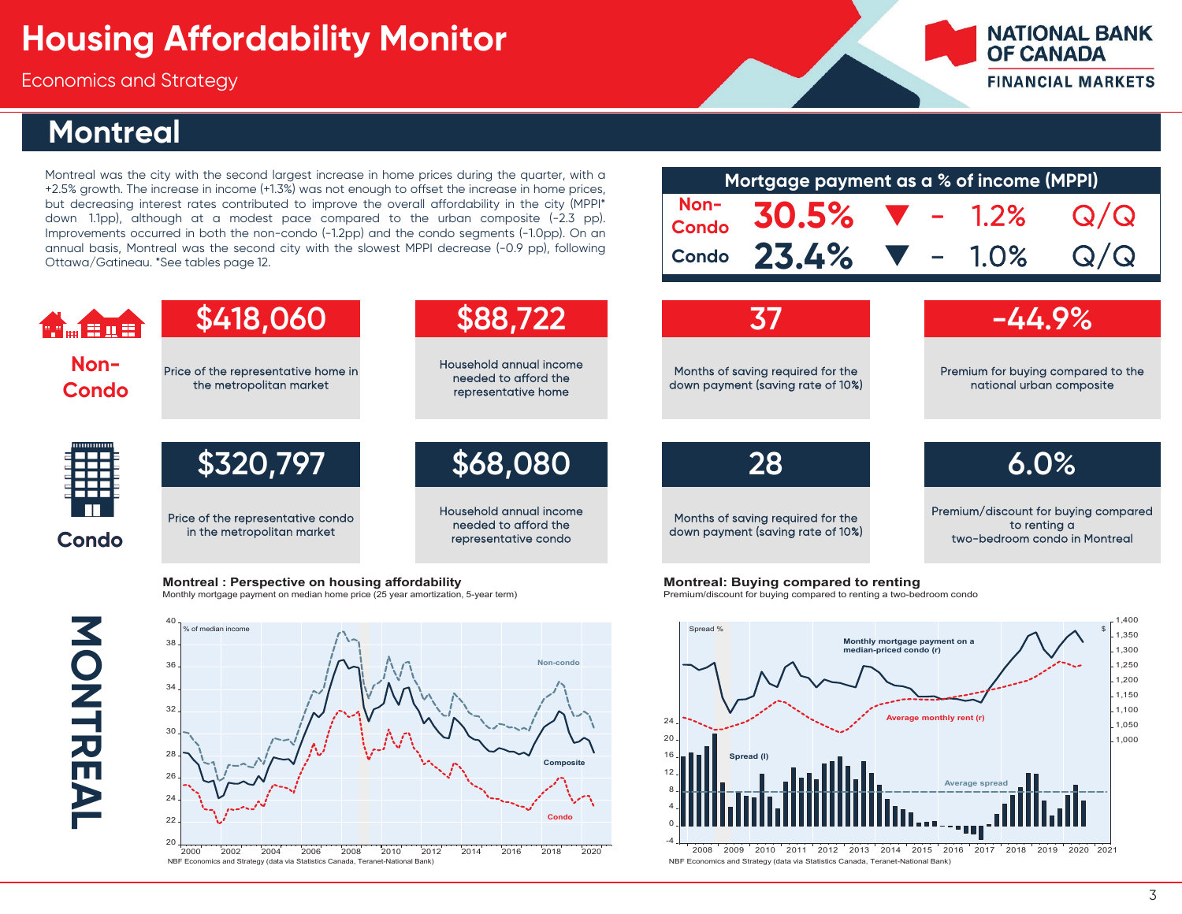# Housing Affordability Monitor

Economics and Strategy

## Montreal

Montreal was the city with the second largest increase in home prices during the quarter, with a +2.5% growth. The increase in income (+1.3%) was not enough to offset the increase in home prices, but decreasing interest rates contributed to improve the overall affordability in the city (MPPI* down 1.1pp), although at a modest pace compared to the urban composite (-2.3 pp). Improvements occurred in both the non-condo (-1.2pp) and the condo segments (-1.0pp). On an annual basis, Montreal was the second city with the slowest MPPI decrease (-0.9 pp), following Ottawa/Gatineau. *See tables page 12.

| Mortgage payment as a % of income (MPPI) | | | |
|---|---|---|---|
| Non-Condo | 30.5% | ▼ - 1.2% | Q/Q |
| Condo | 23.4% | ▼ - 1.0% | Q/Q |

### Non-Condo

| | |
|---|---|
| **$418,060** | Price of the representative home in the metropolitan market |
| **$88,722** | Household annual income needed to afford the representative home |
| **37** | Months of saving required for the down payment (saving rate of 10%) |
| **-44.9%** | Premium for buying compared to the national urban composite |

### Condo

| | |
|---|---|
| **$320,797** | Price of the representative condo in the metropolitan market |
| **$68,080** | Household annual income needed to afford the representative condo |
| **28** | Months of saving required for the down payment (saving rate of 10%) |
| **6.0%** | Premium/discount for buying compared to renting a two-bedroom condo in Montreal |

**Montreal : Perspective on housing affordability**

Monthly mortgage payment on median home price (25 year amortization, 5-year term)

NBF Economics and Strategy (data via Statistics Canada, Teranet-National Bank)

**Montreal: Buying compared to renting**

Premium/discount for buying compared to renting a two-bedroom condo

NBF Economics and Strategy (data via Statistics Canada, Teranet-National Bank)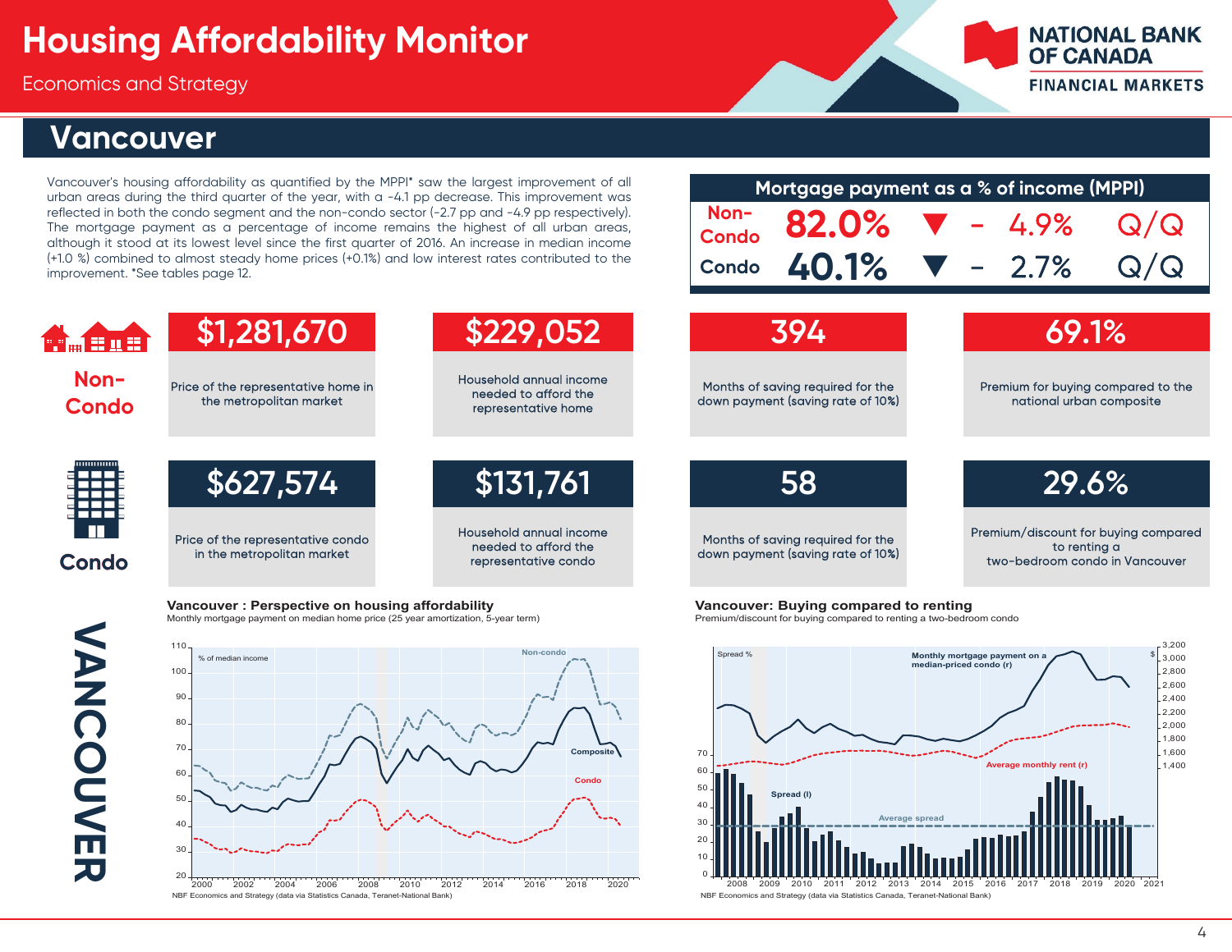# Housing Affordability Monitor

Economics and Strategy

## Vancouver

Vancouver's housing affordability as quantified by the MPPI* saw the largest improvement of all urban areas during the third quarter of the year, with a -4.1 pp decrease. This improvement was reflected in both the condo segment and the non-condo sector (-2.7 pp and -4.9 pp respectively). The mortgage payment as a percentage of income remains the highest of all urban areas, although it stood at its lowest level since the first quarter of 2016. An increase in median income (+1.0 %) combined to almost steady home prices (+0.1%) and low interest rates contributed to the improvement. *See tables page 12.

| Mortgage payment as a % of income (MPPI) | | | | |
|---|---|---|---|---|
| Non-Condo | 82.0% | ▼ | - 4.9% | Q/Q |
| Condo | 40.1% | ▼ | - 2.7% | Q/Q |

### Non-Condo

| | |
|---|---|
| $1,281,670 | Price of the representative home in the metropolitan market |
| $229,052 | Household annual income needed to afford the representative home |
| 394 | Months of saving required for the down payment (saving rate of 10%) |
| 69.1% | Premium for buying compared to the national urban composite |

### Condo

| | |
|---|---|
| $627,574 | Price of the representative condo in the metropolitan market |
| $131,761 | Household annual income needed to afford the representative condo |
| 58 | Months of saving required for the down payment (saving rate of 10%) |
| 29.6% | Premium/discount for buying compared to renting a two-bedroom condo in Vancouver |

**Vancouver : Perspective on housing affordability**

Monthly mortgage payment on median home price (25 year amortization, 5-year term)

NBF Economics and Strategy (data via Statistics Canada, Teranet-National Bank)

**Vancouver: Buying compared to renting**

Premium/discount for buying compared to renting a two-bedroom condo

NBF Economics and Strategy (data via Statistics Canada, Teranet-National Bank)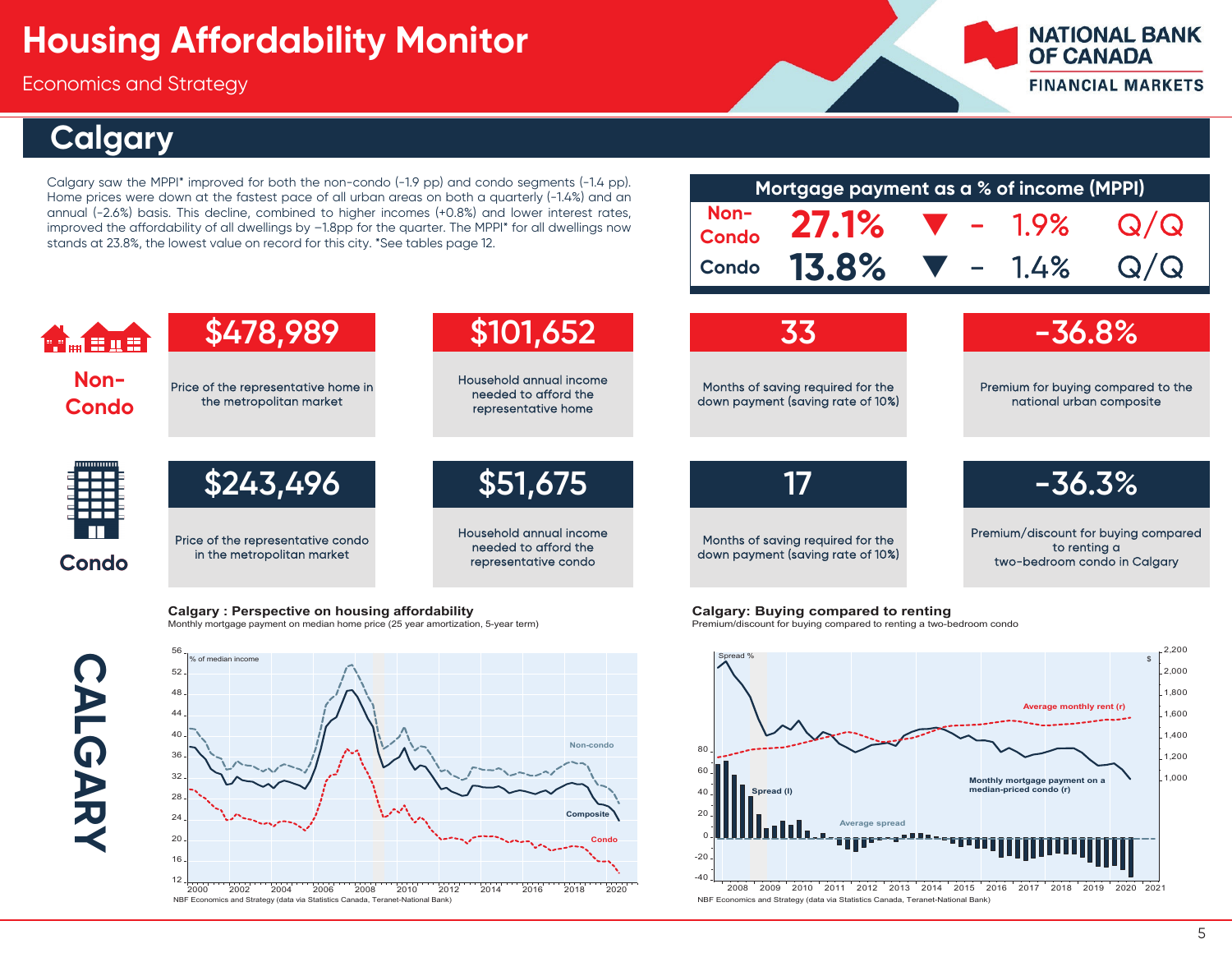# Housing Affordability Monitor

Economics and Strategy

## Calgary

Calgary saw the MPPI* improved for both the non-condo (-1.9 pp) and condo segments (-1.4 pp). Home prices were down at the fastest pace of all urban areas on both a quarterly (-1.4%) and an annual (-2.6%) basis. This decline, combined to higher incomes (+0.8%) and lower interest rates, improved the affordability of all dwellings by −1.8pp for the quarter. The MPPI* for all dwellings now stands at 23.8%, the lowest value on record for this city. *See tables page 12.

| Mortgage payment as a % of income (MPPI) | | | | |
|---|---|---|---|---|
| Non-Condo | 27.1% | ▼ | - 1.9% | Q/Q |
| Condo | 13.8% | ▼ | - 1.4% | Q/Q |

### Non-Condo

| $478,989 | $101,652 | 33 | -36.8% |
|---|---|---|---|
| Price of the representative home in the metropolitan market | Household annual income needed to afford the representative home | Months of saving required for the down payment (saving rate of 10%) | Premium for buying compared to the national urban composite |

### Condo

| $243,496 | $51,675 | 17 | -36.3% |
|---|---|---|---|
| Price of the representative condo in the metropolitan market | Household annual income needed to afford the representative condo | Months of saving required for the down payment (saving rate of 10%) | Premium/discount for buying compared to renting a two-bedroom condo in Calgary |

**Calgary : Perspective on housing affordability**

Monthly mortgage payment on median home price (25 year amortization, 5-year term)

NBF Economics and Strategy (data via Statistics Canada, Teranet-National Bank)

**Calgary: Buying compared to renting**

Premium/discount for buying compared to renting a two-bedroom condo

NBF Economics and Strategy (data via Statistics Canada, Teranet-National Bank)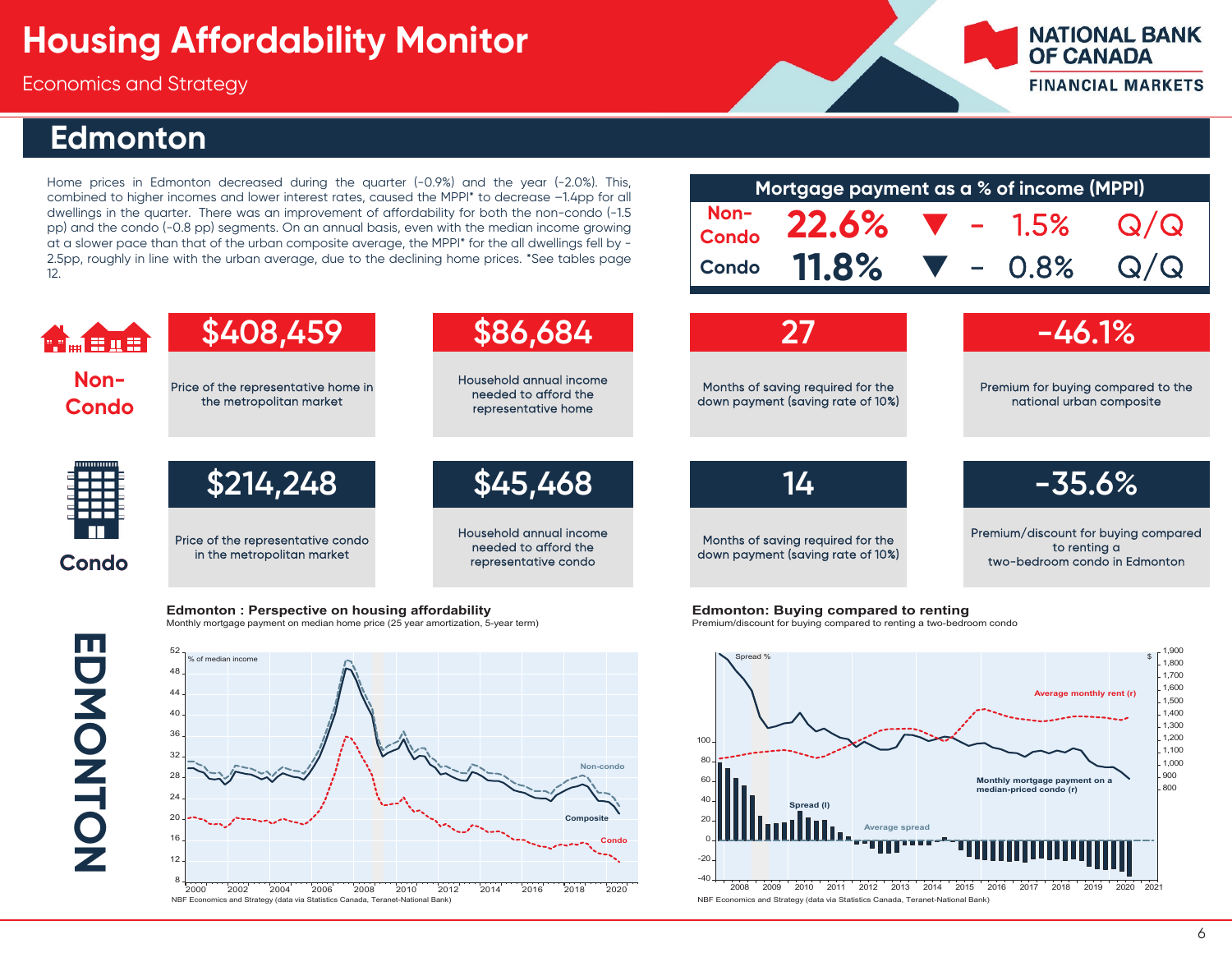# Housing Affordability Monitor

Economics and Strategy

## Edmonton

Home prices in Edmonton decreased during the quarter (-0.9%) and the year (-2.0%). This, combined to higher incomes and lower interest rates, caused the MPPI* to decrease –1.4pp for all dwellings in the quarter. There was an improvement of affordability for both the non-condo (-1.5 pp) and the condo (-0.8 pp) segments. On an annual basis, even with the median income growing at a slower pace than that of the urban composite average, the MPPI* for the all dwellings fell by -2.5pp, roughly in line with the urban average, due to the declining home prices. *See tables page 12.

| Mortgage payment as a % of income (MPPI) | | | |
|---|---|---|---|
| Non-Condo | 22.6% | ▼ - 1.5% | Q/Q |
| Condo | 11.8% | ▼ - 0.8% | Q/Q |

| | | | | |
|---|---|---|---|---|
| **Non-Condo** | **$408,459** Price of the representative home in the metropolitan market | **$86,684** Household annual income needed to afford the representative home | **27** Months of saving required for the down payment (saving rate of 10%) | **-46.1%** Premium for buying compared to the national urban composite |
| **Condo** | **$214,248** Price of the representative condo in the metropolitan market | **$45,468** Household annual income needed to afford the representative condo | **14** Months of saving required for the down payment (saving rate of 10%) | **-35.6%** Premium/discount for buying compared to renting a two-bedroom condo in Edmonton |

**Edmonton : Perspective on housing affordability**

Monthly mortgage payment on median home price (25 year amortization, 5-year term)

NBF Economics and Strategy (data via Statistics Canada, Teranet-National Bank)

**Edmonton: Buying compared to renting**

Premium/discount for buying compared to renting a two-bedroom condo

NBF Economics and Strategy (data via Statistics Canada, Teranet-National Bank)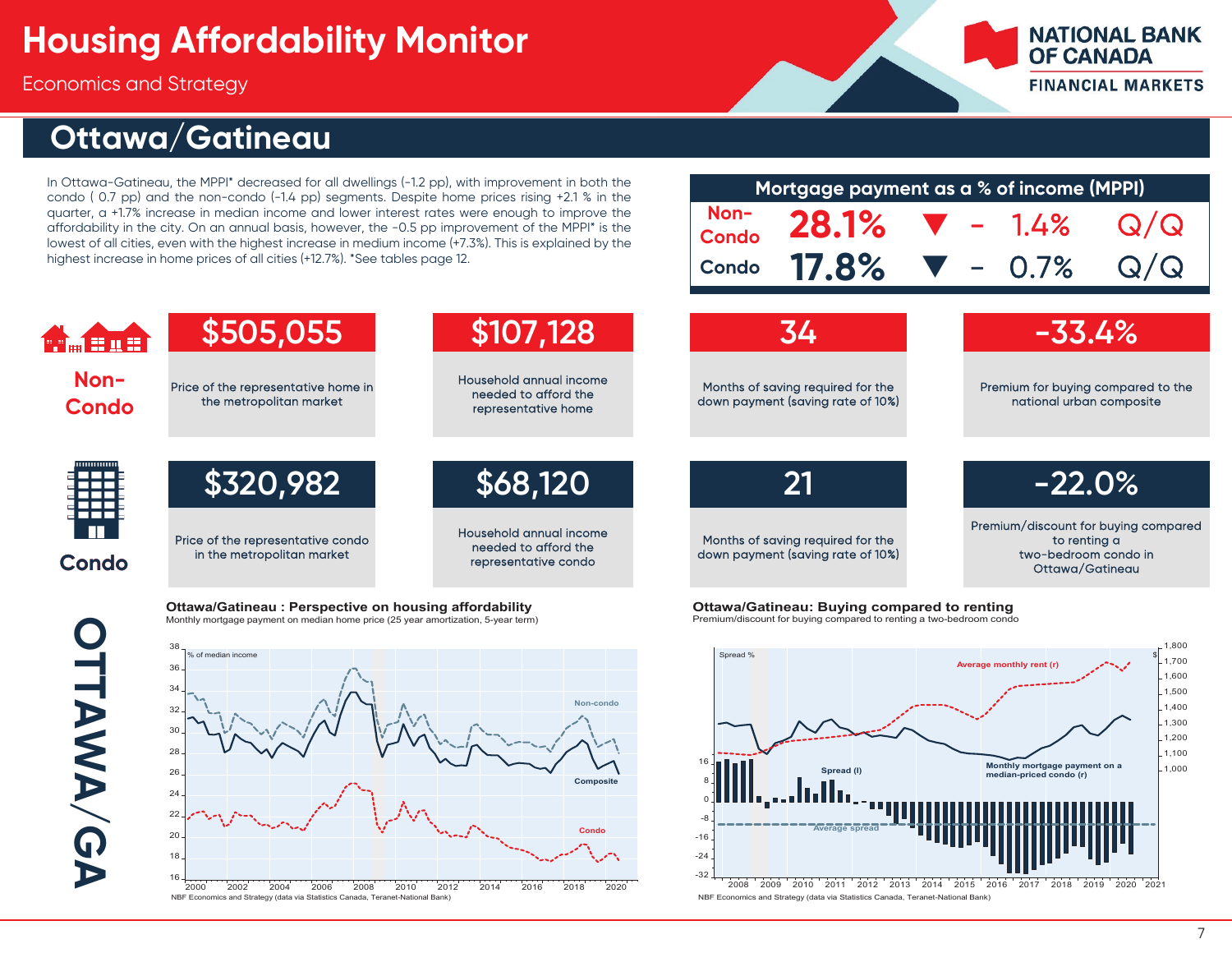# Housing Affordability Monitor

Economics and Strategy

## Ottawa/Gatineau

In Ottawa-Gatineau, the MPPI* decreased for all dwellings (-1.2 pp), with improvement in both the condo ( 0.7 pp) and the non-condo (-1.4 pp) segments. Despite home prices rising +2.1 % in the quarter, a +1.7% increase in median income and lower interest rates were enough to improve the affordability in the city. On an annual basis, however, the -0.5 pp improvement of the MPPI* is the lowest of all cities, even with the highest increase in medium income (+7.3%). This is explained by the highest increase in home prices of all cities (+12.7%). *See tables page 12.

| Mortgage payment as a % of income (MPPI) | | | | |
|---|---|---|---|---|
| Non-Condo | 28.1% | ▼ | - 1.4% | Q/Q |
| Condo | 17.8% | ▼ | - 0.7% | Q/Q |

### Non-Condo

| $505,055 | $107,128 | 34 | -33.4% |
|---|---|---|---|
| Price of the representative home in the metropolitan market | Household annual income needed to afford the representative home | Months of saving required for the down payment (saving rate of 10%) | Premium for buying compared to the national urban composite |

### Condo

| $320,982 | $68,120 | 21 | -22.0% |
|---|---|---|---|
| Price of the representative condo in the metropolitan market | Household annual income needed to afford the representative condo | Months of saving required for the down payment (saving rate of 10%) | Premium/discount for buying compared to renting a two-bedroom condo in Ottawa/Gatineau |

**Ottawa/Gatineau : Perspective on housing affordability**

Monthly mortgage payment on median home price (25 year amortization, 5-year term)

NBF Economics and Strategy (data via Statistics Canada, Teranet-National Bank)

**Ottawa/Gatineau: Buying compared to renting**

Premium/discount for buying compared to renting a two-bedroom condo

NBF Economics and Strategy (data via Statistics Canada, Teranet-National Bank)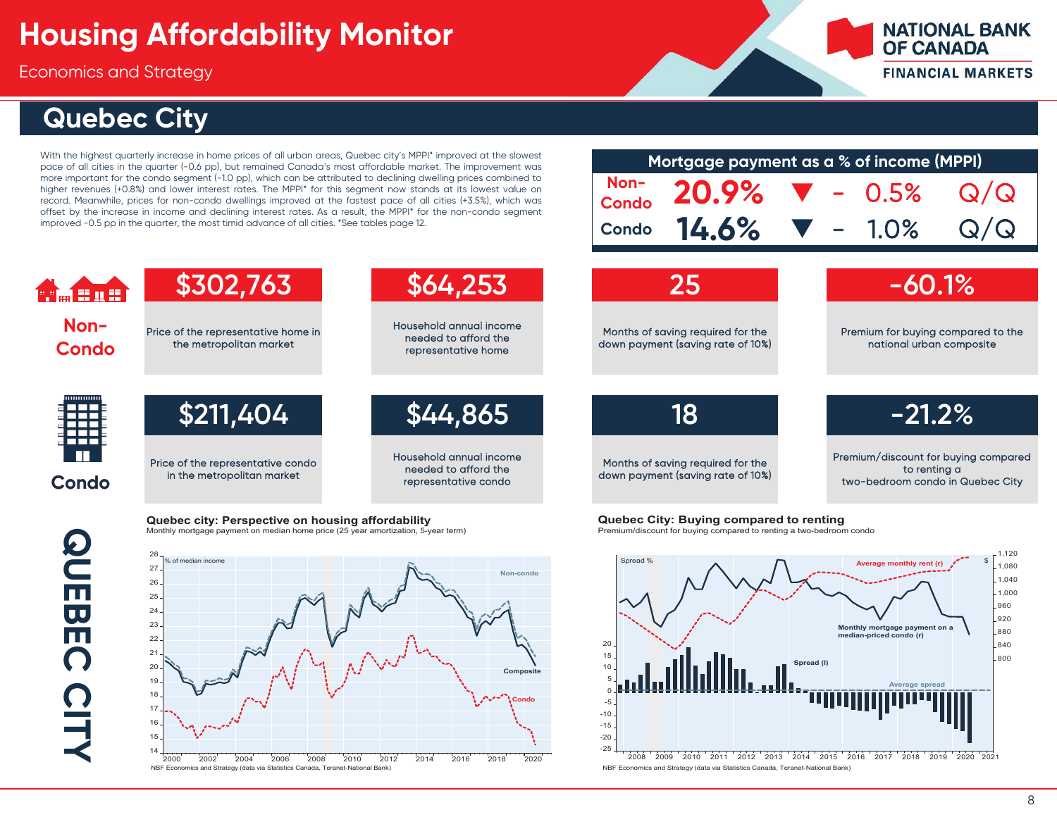# Quebec City

With the highest quarterly increase in home prices of all urban areas, Quebec city's MPPI* improved at the slowest pace of all cities in the quarter (-0.6 pp), but remained Canada's most affordable market. The improvement was more important for the condo segment (-1.0 pp), which can be attributed to declining dwelling prices combined to higher revenues (+0.8%) and lower interest rates. The MPPI* for this segment now stands at its lowest value on record. Meanwhile, prices for non-condo dwellings improved at the fastest pace of all cities (+3.5%), which was offset by the increase in income and declining interest rates. As a result, the MPPI* for the non-condo segment improved -0.5 pp in the quarter, the most timid advance of all cities. *See tables page 12.

## Mortgage payment as a % of income (MPPI)

| | | | |
|---|---|---|---|
| Non-Condo | 20.9% | ▼ - 0.5% | Q/Q |
| Condo | 14.6% | ▼ - 1.0% | Q/Q |

## Non-Condo

| | |
|---|---|
| $302,763 | Price of the representative home in the metropolitan market |
| $64,253 | Household annual income needed to afford the representative home |
| 25 | Months of saving required for the down payment (saving rate of 10%) |
| -60.1% | Premium for buying compared to the national urban composite |

## Condo

| | |
|---|---|
| $211,404 | Price of the representative condo in the metropolitan market |
| $44,865 | Household annual income needed to afford the representative condo |
| 18 | Months of saving required for the down payment (saving rate of 10%) |
| -21.2% | Premium/discount for buying compared to renting a two-bedroom condo in Quebec City |

**Quebec city: Perspective on housing affordability**
Monthly mortgage payment on median home price (25 year amortization, 5-year term)

NBF Economics and Strategy (data via Statistics Canada, Teranet-National Bank)

**Quebec City: Buying compared to renting**
Premium/discount for buying compared to renting a two-bedroom condo

NBF Economics and Strategy (data via Statistics Canada, Teranet-National Bank)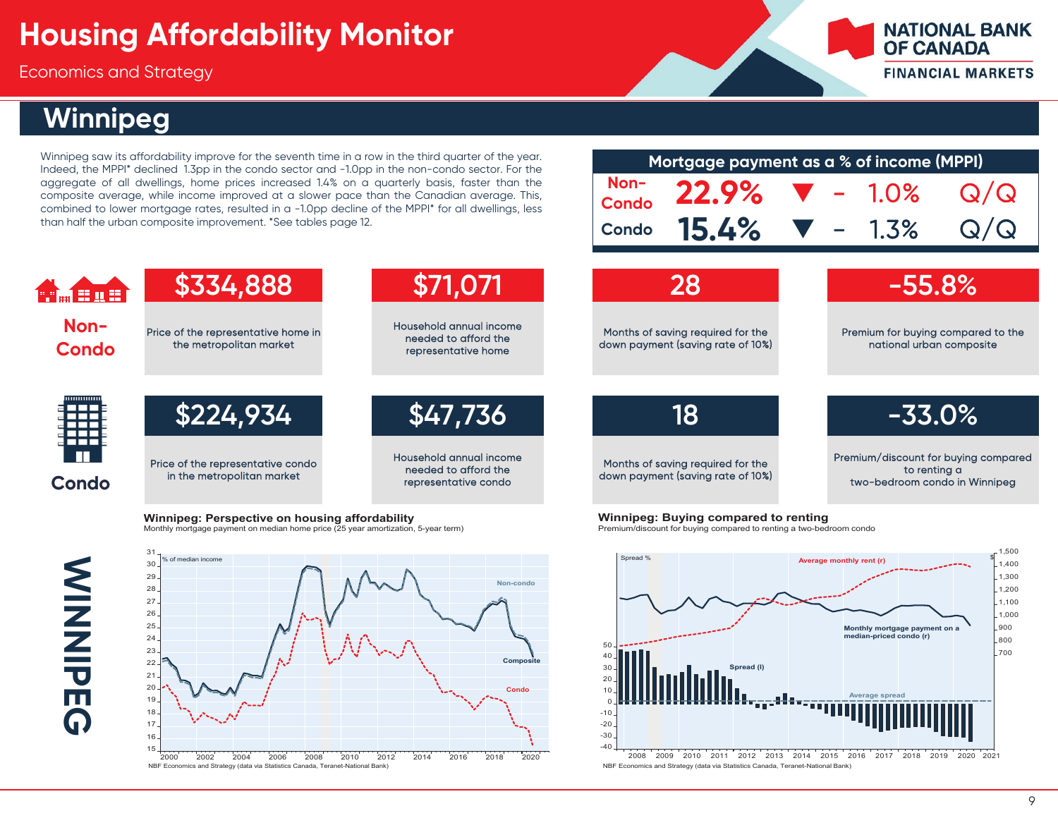# Housing Affordability Monitor

Economics and Strategy

## Winnipeg

Winnipeg saw its affordability improve for the seventh time in a row in the third quarter of the year. Indeed, the MPPI* declined 1.3pp in the condo sector and -1.0pp in the non-condo sector. For the aggregate of all dwellings, home prices increased 1.4% on a quarterly basis, faster than the composite average, while income improved at a slower pace than the Canadian average. This, combined to lower mortgage rates, resulted in a -1.0pp decline of the MPPI* for all dwellings, less than half the urban composite improvement. *See tables page 12.

| Mortgage payment as a % of income (MPPI) | | | |
|---|---|---|---|
| Non-Condo | 22.9% | ▼ - 1.0% | Q/Q |
| Condo | 15.4% | ▼ - 1.3% | Q/Q |

### Non-Condo

| | |
|---|---|
| **$334,888** | Price of the representative home in the metropolitan market |
| **$71,071** | Household annual income needed to afford the representative home |
| **28** | Months of saving required for the down payment (saving rate of 10%) |
| **-55.8%** | Premium for buying compared to the national urban composite |

### Condo

| | |
|---|---|
| **$224,934** | Price of the representative condo in the metropolitan market |
| **$47,736** | Household annual income needed to afford the representative condo |
| **18** | Months of saving required for the down payment (saving rate of 10%) |
| **-33.0%** | Premium/discount for buying compared to renting a two-bedroom condo in Winnipeg |

**Winnipeg: Perspective on housing affordability**
Monthly mortgage payment on median home price (25 year amortization, 5-year term)

NBF Economics and Strategy (data via Statistics Canada, Teranet-National Bank)

**Winnipeg: Buying compared to renting**
Premium/discount for buying compared to renting a two-bedroom condo

NBF Economics and Strategy (data via Statistics Canada, Teranet-National Bank)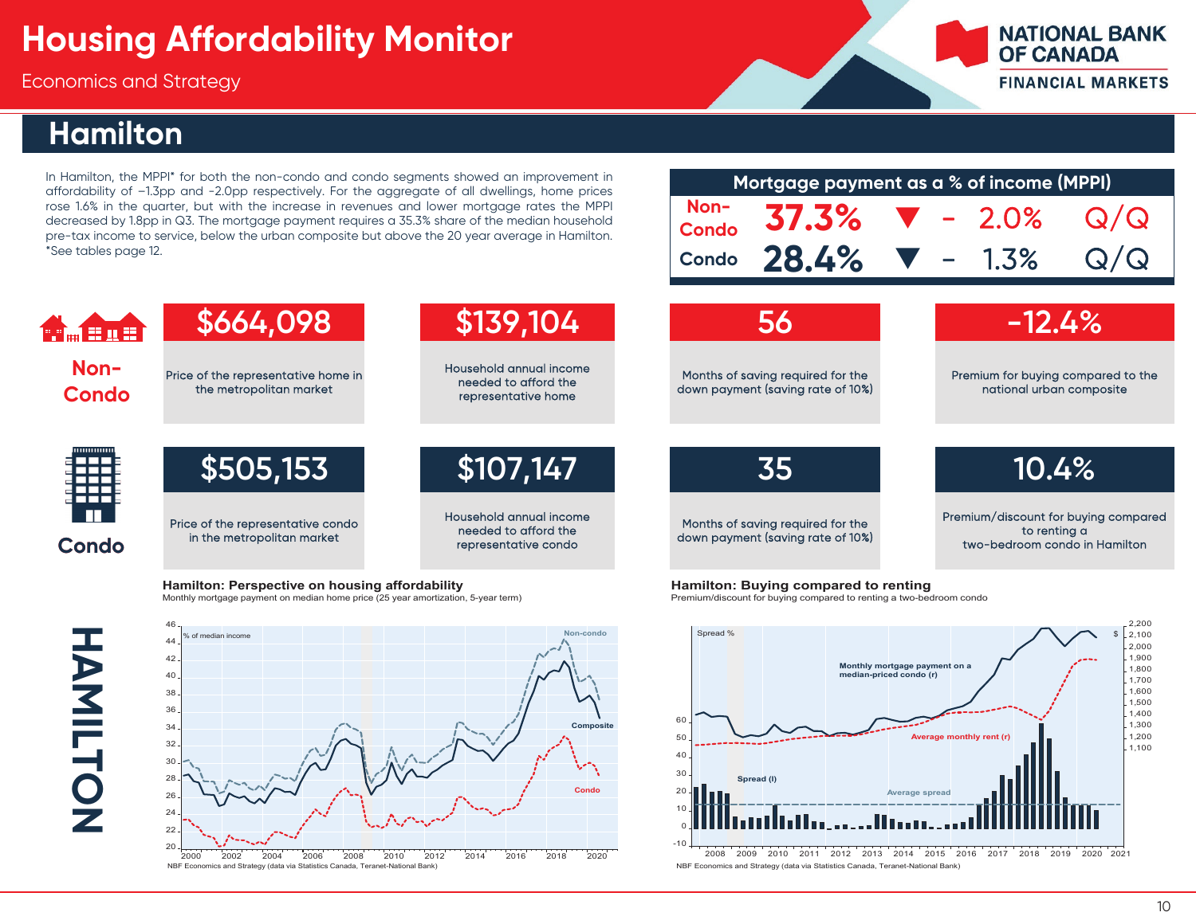# Housing Affordability Monitor

Economics and Strategy

## Hamilton

In Hamilton, the MPPI* for both the non-condo and condo segments showed an improvement in affordability of −1.3pp and -2.0pp respectively. For the aggregate of all dwellings, home prices rose 1.6% in the quarter, but with the increase in revenues and lower mortgage rates the MPPI decreased by 1.8pp in Q3. The mortgage payment requires a 35.3% share of the median household pre-tax income to service, below the urban composite but above the 20 year average in Hamilton. *See tables page 12.

| Mortgage payment as a % of income (MPPI) | | | |
|---|---|---|---|
| Non-Condo | 37.3% | ▼ - 2.0% | Q/Q |
| Condo | 28.4% | ▼ - 1.3% | Q/Q |

### Non-Condo

| | |
|---|---|
| $664,098 | Price of the representative home in the metropolitan market |
| $139,104 | Household annual income needed to afford the representative home |
| 56 | Months of saving required for the down payment (saving rate of 10%) |
| -12.4% | Premium for buying compared to the national urban composite |

### Condo

| | |
|---|---|
| $505,153 | Price of the representative condo in the metropolitan market |
| $107,147 | Household annual income needed to afford the representative condo |
| 35 | Months of saving required for the down payment (saving rate of 10%) |
| 10.4% | Premium/discount for buying compared to renting a two-bedroom condo in Hamilton |

**Hamilton: Perspective on housing affordability**

Monthly mortgage payment on median home price (25 year amortization, 5-year term)

NBF Economics and Strategy (data via Statistics Canada, Teranet-National Bank)

**Hamilton: Buying compared to renting**

Premium/discount for buying compared to renting a two-bedroom condo

NBF Economics and Strategy (data via Statistics Canada, Teranet-National Bank)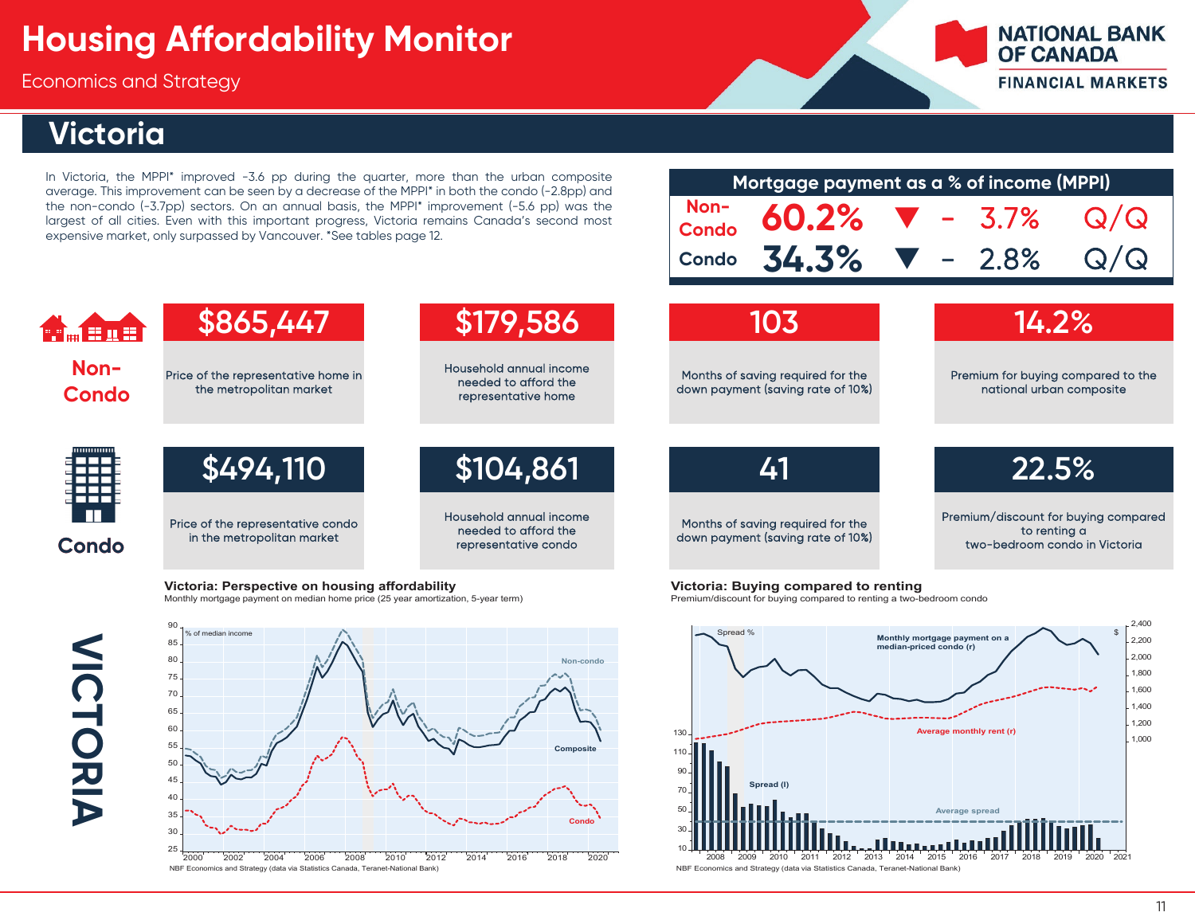# Housing Affordability Monitor

Economics and Strategy

## Victoria

In Victoria, the MPPI* improved -3.6 pp during the quarter, more than the urban composite average. This improvement can be seen by a decrease of the MPPI* in both the condo (-2.8pp) and the non-condo (-3.7pp) sectors. On an annual basis, the MPPI* improvement (-5.6 pp) was the largest of all cities. Even with this important progress, Victoria remains Canada's second most expensive market, only surpassed by Vancouver. *See tables page 12.

| Mortgage payment as a % of income (MPPI) | | | |
|---|---|---|---|
| Non-Condo | 60.2% | ▼ - 3.7% | Q/Q |
| Condo | 34.3% | ▼ - 2.8% | Q/Q |

### Non-Condo

| $865,447 | $179,586 | 103 | 14.2% |
|---|---|---|---|
| Price of the representative home in the metropolitan market | Household annual income needed to afford the representative home | Months of saving required for the down payment (saving rate of 10%) | Premium for buying compared to the national urban composite |

### Condo

| $494,110 | $104,861 | 41 | 22.5% |
|---|---|---|---|
| Price of the representative condo in the metropolitan market | Household annual income needed to afford the representative condo | Months of saving required for the down payment (saving rate of 10%) | Premium/discount for buying compared to renting a two-bedroom condo in Victoria |

**Victoria: Perspective on housing affordability**
Monthly mortgage payment on median home price (25 year amortization, 5-year term)

NBF Economics and Strategy (data via Statistics Canada, Teranet-National Bank)

**Victoria: Buying compared to renting**
Premium/discount for buying compared to renting a two-bedroom condo

NBF Economics and Strategy (data via Statistics Canada, Teranet-National Bank)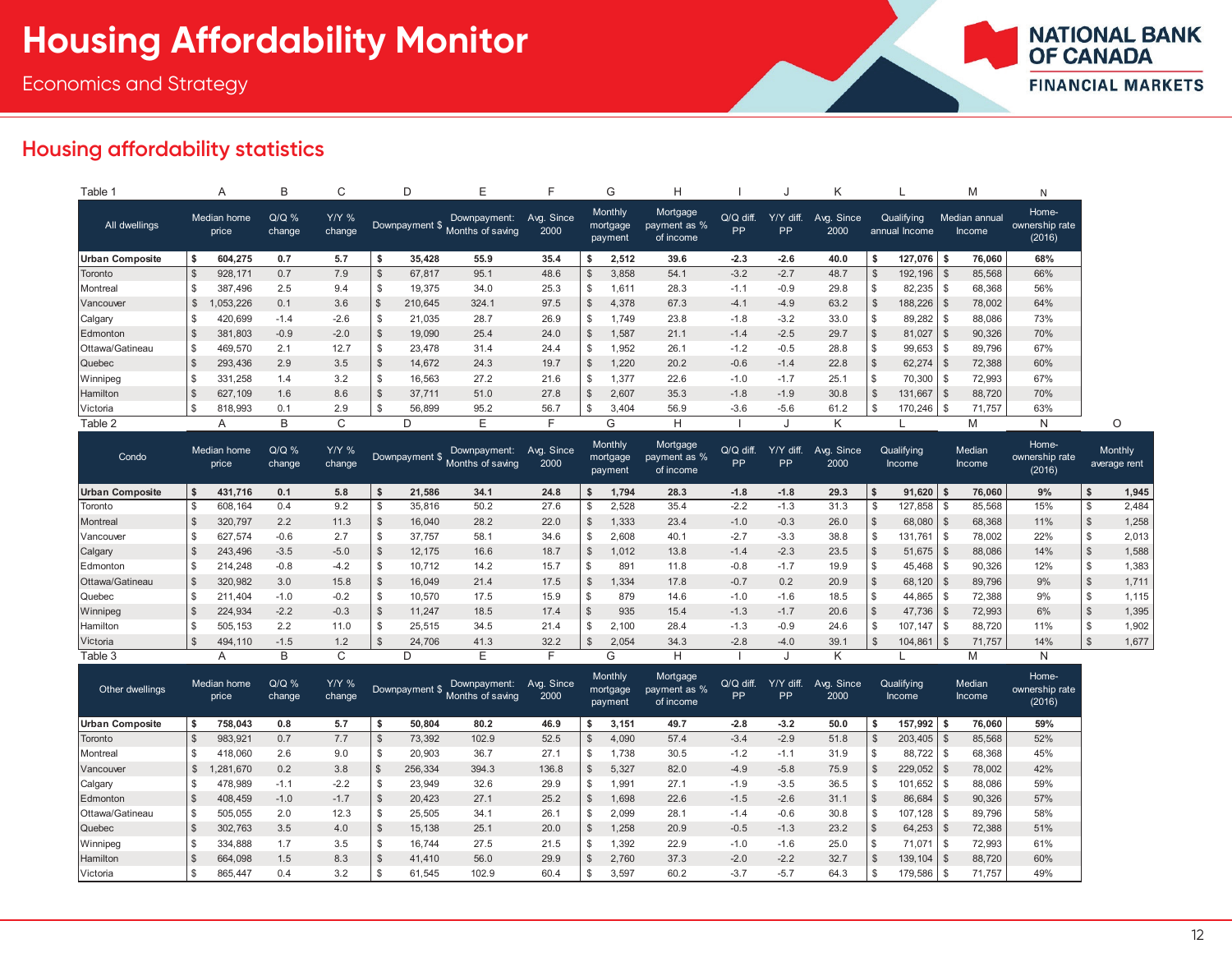# Housing Affordability Monitor

Economics and Strategy

## Housing affordability statistics

Table 1

| | A | B | C | D | E | F | G | H | I | J | K | L | M | N |
|---|---|---|---|---|---|---|---|---|---|---|---|---|---|---|
| All dwellings | Median home price | Q/Q % change | Y/Y % change | Downpayment $ | Downpayment: Months of saving | Avg. Since 2000 | Monthly mortgage payment | Mortgage payment as % of income | Q/Q diff. PP | Y/Y diff. PP | Avg. Since 2000 | Qualifying annual Income | Median annual Income | Home-ownership rate (2016) |
| **Urban Composite** | **$ 604,275** | **0.7** | **5.7** | **$ 35,428** | **55.9** | **35.4** | **$ 2,512** | **39.6** | **-2.3** | **-2.6** | **40.0** | **$ 127,076** | **$ 76,060** | **68%** |
| Toronto | $ 928,171 | 0.7 | 7.9 | $ 67,817 | 95.1 | 48.6 | $ 3,858 | 54.1 | -3.2 | -2.7 | 48.7 | $ 192,196 | $ 85,568 | 66% |
| Montreal | $ 387,496 | 2.5 | 9.4 | $ 19,375 | 34.0 | 25.3 | $ 1,611 | 28.3 | -1.1 | -0.9 | 29.8 | $ 82,235 | $ 68,368 | 56% |
| Vancouver | $ 1,053,226 | 0.1 | 3.6 | $ 210,645 | 324.1 | 97.5 | $ 4,378 | 67.3 | -4.1 | -4.9 | 63.2 | $ 188,226 | $ 78,002 | 64% |
| Calgary | $ 420,699 | -1.4 | -2.6 | $ 21,035 | 28.7 | 26.9 | $ 1,749 | 23.8 | -1.8 | -3.2 | 33.0 | $ 89,282 | $ 88,086 | 73% |
| Edmonton | $ 381,803 | -0.9 | -2.0 | $ 19,090 | 25.4 | 24.0 | $ 1,587 | 21.1 | -1.4 | -2.5 | 29.7 | $ 81,027 | $ 90,326 | 70% |
| Ottawa/Gatineau | $ 469,570 | 2.1 | 12.7 | $ 23,478 | 31.4 | 24.4 | $ 1,952 | 26.1 | -1.2 | -0.5 | 28.8 | $ 99,653 | $ 89,796 | 67% |
| Quebec | $ 293,436 | 2.9 | 3.5 | $ 14,672 | 24.3 | 19.7 | $ 1,220 | 20.2 | -0.6 | -1.4 | 22.8 | $ 62,274 | $ 72,388 | 60% |
| Winnipeg | $ 331,258 | 1.4 | 3.2 | $ 16,563 | 27.2 | 21.6 | $ 1,377 | 22.6 | -1.0 | -1.7 | 25.1 | $ 70,300 | $ 72,993 | 67% |
| Hamilton | $ 627,109 | 1.6 | 8.6 | $ 37,711 | 51.0 | 27.8 | $ 2,607 | 35.3 | -1.8 | -1.9 | 30.8 | $ 131,667 | $ 88,720 | 70% |
| Victoria | $ 818,993 | 0.1 | 2.9 | $ 56,899 | 95.2 | 56.7 | $ 3,404 | 56.9 | -3.6 | -5.6 | 61.2 | $ 170,246 | $ 71,757 | 63% |

Table 2

| | A | B | C | D | E | F | G | H | I | J | K | L | M | N | O |
|---|---|---|---|---|---|---|---|---|---|---|---|---|---|---|---|
| Condo | Median home price | Q/Q % change | Y/Y % change | Downpayment $ | Downpayment: Months of saving | Avg. Since 2000 | Monthly mortgage payment | Mortgage payment as % of income | Q/Q diff. PP | Y/Y diff. PP | Avg. Since 2000 | Qualifying Income | Median Income | Home-ownership rate (2016) | Monthly average rent |
| **Urban Composite** | **$ 431,716** | **0.1** | **5.8** | **$ 21,586** | **34.1** | **24.8** | **$ 1,794** | **28.3** | **-1.8** | **-1.8** | **29.3** | **$ 91,620** | **$ 76,060** | **9%** | **$ 1,945** |
| Toronto | $ 608,164 | 0.4 | 9.2 | $ 35,816 | 50.2 | 27.6 | $ 2,528 | 35.4 | -2.2 | -1.3 | 31.3 | $ 127,858 | $ 85,568 | 15% | $ 2,484 |
| Montreal | $ 320,797 | 2.2 | 11.3 | $ 16,040 | 28.2 | 22.0 | $ 1,333 | 23.4 | -1.0 | -0.3 | 26.0 | $ 68,080 | $ 68,368 | 11% | $ 1,258 |
| Vancouver | $ 627,574 | -0.6 | 2.7 | $ 37,757 | 58.1 | 34.6 | $ 2,608 | 40.1 | -2.7 | -3.3 | 38.8 | $ 131,761 | $ 78,002 | 22% | $ 2,013 |
| Calgary | $ 243,496 | -3.5 | -5.0 | $ 12,175 | 16.6 | 18.7 | $ 1,012 | 13.8 | -1.4 | -2.3 | 23.5 | $ 51,675 | $ 88,086 | 14% | $ 1,588 |
| Edmonton | $ 214,248 | -0.8 | -4.2 | $ 10,712 | 14.2 | 15.7 | $ 891 | 11.8 | -0.8 | -1.7 | 19.9 | $ 45,468 | $ 90,326 | 12% | $ 1,383 |
| Ottawa/Gatineau | $ 320,982 | 3.0 | 15.8 | $ 16,049 | 21.4 | 17.5 | $ 1,334 | 17.8 | -0.7 | 0.2 | 20.9 | $ 68,120 | $ 89,796 | 9% | $ 1,711 |
| Quebec | $ 211,404 | -1.0 | -0.2 | $ 10,570 | 17.5 | 15.9 | $ 879 | 14.6 | -1.0 | -1.6 | 18.5 | $ 44,865 | $ 72,388 | 9% | $ 1,115 |
| Winnipeg | $ 224,934 | -2.2 | -0.3 | $ 11,247 | 18.5 | 17.4 | $ 935 | 15.4 | -1.3 | -1.7 | 20.6 | $ 47,736 | $ 72,993 | 6% | $ 1,395 |
| Hamilton | $ 505,153 | 2.2 | 11.0 | $ 25,515 | 34.5 | 21.4 | $ 2,100 | 28.4 | -1.3 | -0.9 | 24.6 | $ 107,147 | $ 88,720 | 11% | $ 1,902 |
| Victoria | $ 494,110 | -1.5 | 1.2 | $ 24,706 | 41.3 | 32.2 | $ 2,054 | 34.3 | -2.8 | -4.0 | 39.1 | $ 104,861 | $ 71,757 | 14% | $ 1,677 |

Table 3

| | A | B | C | D | E | F | G | H | I | J | K | L | M | N |
|---|---|---|---|---|---|---|---|---|---|---|---|---|---|---|
| Other dwellings | Median home price | Q/Q % change | Y/Y % change | Downpayment $ | Downpayment: Months of saving | Avg. Since 2000 | Monthly mortgage payment | Mortgage payment as % of income | Q/Q diff. PP | Y/Y diff. PP | Avg. Since 2000 | Qualifying Income | Median Income | Home-ownership rate (2016) |
| **Urban Composite** | **$ 758,043** | **0.8** | **5.7** | **$ 50,804** | **80.2** | **46.9** | **$ 3,151** | **49.7** | **-2.8** | **-3.2** | **50.0** | **$ 157,992** | **$ 76,060** | **59%** |
| Toronto | $ 983,921 | 0.7 | 7.7 | $ 73,392 | 102.9 | 52.5 | $ 4,090 | 57.4 | -3.4 | -2.9 | 51.8 | $ 203,405 | $ 85,568 | 52% |
| Montreal | $ 418,060 | 2.6 | 9.0 | $ 20,903 | 36.7 | 27.1 | $ 1,738 | 30.5 | -1.2 | -1.1 | 31.9 | $ 88,722 | $ 68,368 | 45% |
| Vancouver | $ 1,281,670 | 0.2 | 3.8 | $ 256,334 | 394.3 | 136.8 | $ 5,327 | 82.0 | -4.9 | -5.8 | 75.9 | $ 229,052 | $ 78,002 | 42% |
| Calgary | $ 478,989 | -1.1 | -2.2 | $ 23,949 | 32.6 | 29.9 | $ 1,991 | 27.1 | -1.9 | -3.5 | 36.5 | $ 101,652 | $ 88,086 | 59% |
| Edmonton | $ 408,459 | -1.0 | -1.7 | $ 20,423 | 27.1 | 25.2 | $ 1,698 | 22.6 | -1.5 | -2.6 | 31.1 | $ 86,684 | $ 90,326 | 57% |
| Ottawa/Gatineau | $ 505,055 | 2.0 | 12.3 | $ 25,505 | 34.1 | 26.1 | $ 2,099 | 28.1 | -1.4 | -0.6 | 30.8 | $ 107,128 | $ 89,796 | 58% |
| Quebec | $ 302,763 | 3.5 | 4.0 | $ 15,138 | 25.1 | 20.0 | $ 1,258 | 20.9 | -0.5 | -1.3 | 23.2 | $ 64,253 | $ 72,388 | 51% |
| Winnipeg | $ 334,888 | 1.7 | 3.5 | $ 16,744 | 27.5 | 21.5 | $ 1,392 | 22.9 | -1.0 | -1.6 | 25.0 | $ 71,071 | $ 72,993 | 61% |
| Hamilton | $ 664,098 | 1.5 | 8.3 | $ 41,410 | 56.0 | 29.9 | $ 2,760 | 37.3 | -2.0 | -2.2 | 32.7 | $ 139,104 | $ 88,720 | 60% |
| Victoria | $ 865,447 | 0.4 | 3.2 | $ 61,545 | 102.9 | 60.4 | $ 3,597 | 60.2 | -3.7 | -5.7 | 64.3 | $ 179,586 | $ 71,757 | 49% |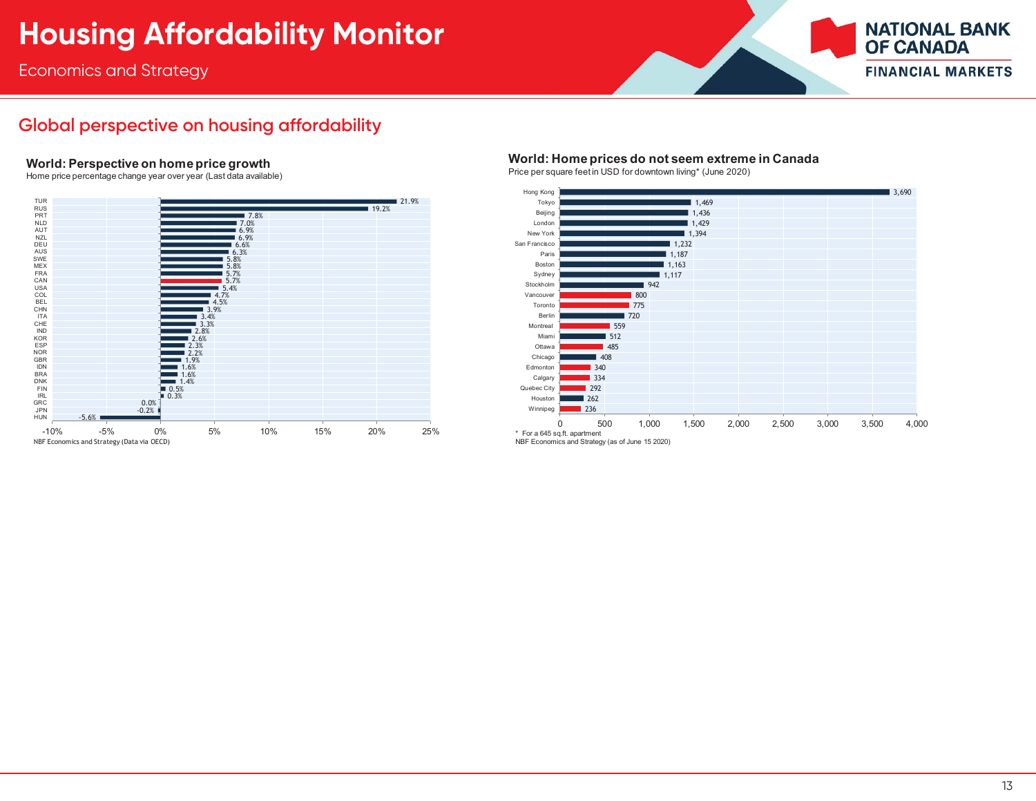## Global perspective on housing affordability

### World: Perspective on home price growth

Home price percentage change year over year (Last data available)

| Country | % change |
|---|---|
| TUR | 21.9% |
| RUS | 19.2% |
| PRT | 7.8% |
| NLD | 7.0% |
| AUT | 6.9% |
| NZL | 6.9% |
| DEU | 6.6% |
| AUS | 6.3% |
| SWE | 5.8% |
| MEX | 5.8% |
| FRA | 5.7% |
| CAN | 5.7% |
| USA | 5.4% |
| COL | 4.7% |
| BEL | 4.5% |
| CHN | 3.9% |
| ITA | 3.4% |
| CHE | 3.3% |
| IND | 2.8% |
| KOR | 2.6% |
| ESP | 2.3% |
| NOR | 2.2% |
| GBR | 1.9% |
| IDN | 1.6% |
| BRA | 1.6% |
| DNK | 1.4% |
| FIN | 0.5% |
| IRL | 0.3% |
| GRC | 0.0% |
| JPN | -0.2% |
| HUN | -5.6% |

NBF Economics and Strategy (Data via OECD)

### World: Home prices do not seem extreme in Canada

Price per square feet in USD for downtown living* (June 2020)

| City | Price per sq.ft. (USD) |
|---|---|
| Hong Kong | 3,690 |
| Tokyo | 1,469 |
| Beijing | 1,436 |
| London | 1,429 |
| New York | 1,394 |
| San Francisco | 1,232 |
| Paris | 1,187 |
| Boston | 1,163 |
| Sydney | 1,117 |
| Stockholm | 942 |
| Vancouver | 800 |
| Toronto | 775 |
| Berlin | 720 |
| Montreal | 559 |
| Miami | 512 |
| Ottawa | 485 |
| Chicago | 408 |
| Edmonton | 340 |
| Calgary | 334 |
| Quebec City | 292 |
| Houston | 262 |
| Winnipeg | 236 |

\* For a 645 sq.ft. apartment

NBF Economics and Strategy (as of June 15 2020)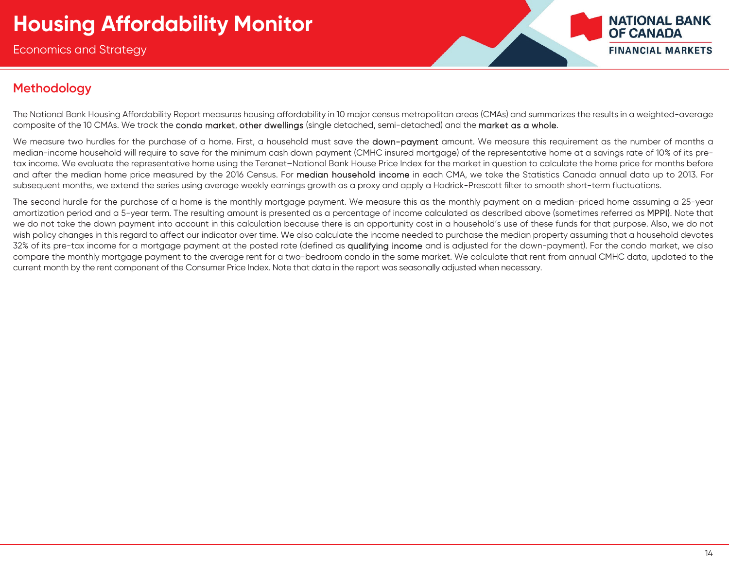## Methodology

The National Bank Housing Affordability Report measures housing affordability in 10 major census metropolitan areas (CMAs) and summarizes the results in a weighted-average composite of the 10 CMAs. We track the **condo market**, **other dwellings** (single detached, semi-detached) and the **market as a whole**.

We measure two hurdles for the purchase of a home. First, a household must save the **down-payment** amount. We measure this requirement as the number of months a median-income household will require to save for the minimum cash down payment (CMHC insured mortgage) of the representative home at a savings rate of 10% of its pre-tax income. We evaluate the representative home using the Teranet–National Bank House Price Index for the market in question to calculate the home price for months before and after the median home price measured by the 2016 Census. For **median household income** in each CMA, we take the Statistics Canada annual data up to 2013. For subsequent months, we extend the series using average weekly earnings growth as a proxy and apply a Hodrick-Prescott filter to smooth short-term fluctuations.

The second hurdle for the purchase of a home is the monthly mortgage payment. We measure this as the monthly payment on a median-priced home assuming a 25-year amortization period and a 5-year term. The resulting amount is presented as a percentage of income calculated as described above (sometimes referred as **MPPI)**. Note that we do not take the down payment into account in this calculation because there is an opportunity cost in a household's use of these funds for that purpose. Also, we do not wish policy changes in this regard to affect our indicator over time. We also calculate the income needed to purchase the median property assuming that a household devotes 32% of its pre-tax income for a mortgage payment at the posted rate (defined as **qualifying income** and is adjusted for the down-payment). For the condo market, we also compare the monthly mortgage payment to the average rent for a two-bedroom condo in the same market. We calculate that rent from annual CMHC data, updated to the current month by the rent component of the Consumer Price Index. Note that data in the report was seasonally adjusted when necessary.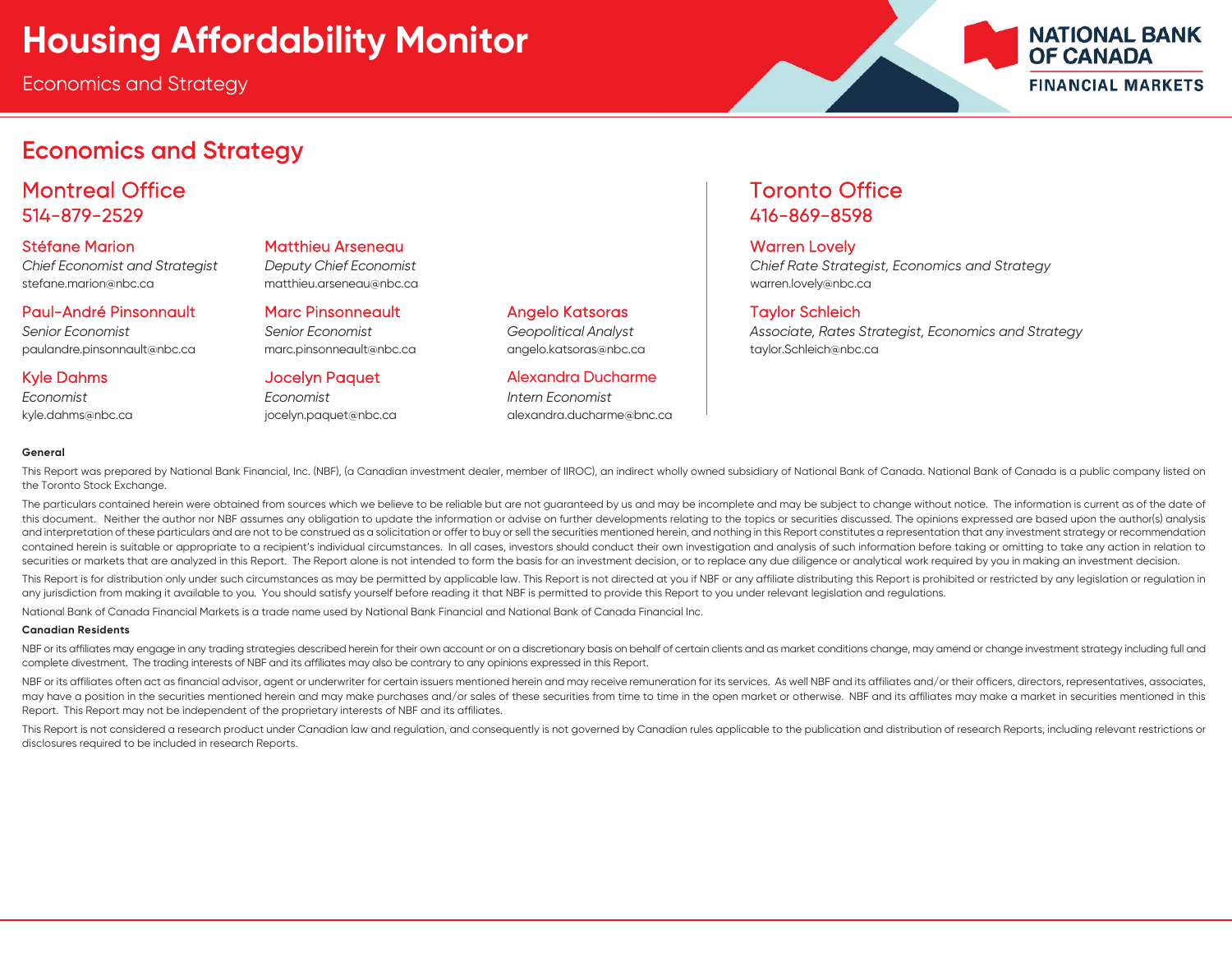# Housing Affordability Monitor

Economics and Strategy

## Economics and Strategy

### Montreal Office
514-879-2529

**Stéfane Marion**
*Chief Economist and Strategist*
stefane.marion@nbc.ca

**Matthieu Arseneau**
*Deputy Chief Economist*
matthieu.arseneau@nbc.ca

**Paul-André Pinsonnault**
*Senior Economist*
paulandre.pinsonnault@nbc.ca

**Marc Pinsonneault**
*Senior Economist*
marc.pinsonneault@nbc.ca

**Angelo Katsoras**
*Geopolitical Analyst*
angelo.katsoras@nbc.ca

**Kyle Dahms**
*Economist*
kyle.dahms@nbc.ca

**Jocelyn Paquet**
*Economist*
jocelyn.paquet@nbc.ca

**Alexandra Ducharme**
*Intern Economist*
alexandra.ducharme@bnc.ca

### Toronto Office
416-869-8598

**Warren Lovely**
*Chief Rate Strategist, Economics and Strategy*
warren.lovely@nbc.ca

**Taylor Schleich**
*Associate, Rates Strategist, Economics and Strategy*
taylor.Schleich@nbc.ca

**General**

This Report was prepared by National Bank Financial, Inc. (NBF), (a Canadian investment dealer, member of IIROC), an indirect wholly owned subsidiary of National Bank of Canada. National Bank of Canada is a public company listed on the Toronto Stock Exchange.

The particulars contained herein were obtained from sources which we believe to be reliable but are not guaranteed by us and may be incomplete and may be subject to change without notice. The information is current as of the date of this document. Neither the author nor NBF assumes any obligation to update the information or advise on further developments relating to the topics or securities discussed. The opinions expressed are based upon the author(s) analysis and interpretation of these particulars and are not to be construed as a solicitation or offer to buy or sell the securities mentioned herein, and nothing in this Report constitutes a representation that any investment strategy or recommendation contained herein is suitable or appropriate to a recipient's individual circumstances. In all cases, investors should conduct their own investigation and analysis of such information before taking or omitting to take any action in relation to securities or markets that are analyzed in this Report. The Report alone is not intended to form the basis for an investment decision, or to replace any due diligence or analytical work required by you in making an investment decision.

This Report is for distribution only under such circumstances as may be permitted by applicable law. This Report is not directed at you if NBF or any affiliate distributing this Report is prohibited or restricted by any legislation or regulation in any jurisdiction from making it available to you. You should satisfy yourself before reading it that NBF is permitted to provide this Report to you under relevant legislation and regulations.

National Bank of Canada Financial Markets is a trade name used by National Bank Financial and National Bank of Canada Financial Inc.

**Canadian Residents**

NBF or its affiliates may engage in any trading strategies described herein for their own account or on a discretionary basis on behalf of certain clients and as market conditions change, may amend or change investment strategy including full and complete divestment. The trading interests of NBF and its affiliates may also be contrary to any opinions expressed in this Report.

NBF or its affiliates often act as financial advisor, agent or underwriter for certain issuers mentioned herein and may receive remuneration for its services. As well NBF and its affiliates and/or their officers, directors, representatives, associates, may have a position in the securities mentioned herein and may make purchases and/or sales of these securities from time to time in the open market or otherwise. NBF and its affiliates may make a market in securities mentioned in this Report. This Report may not be independent of the proprietary interests of NBF and its affiliates.

This Report is not considered a research product under Canadian law and regulation, and consequently is not governed by Canadian rules applicable to the publication and distribution of research Reports, including relevant restrictions or disclosures required to be included in research Reports.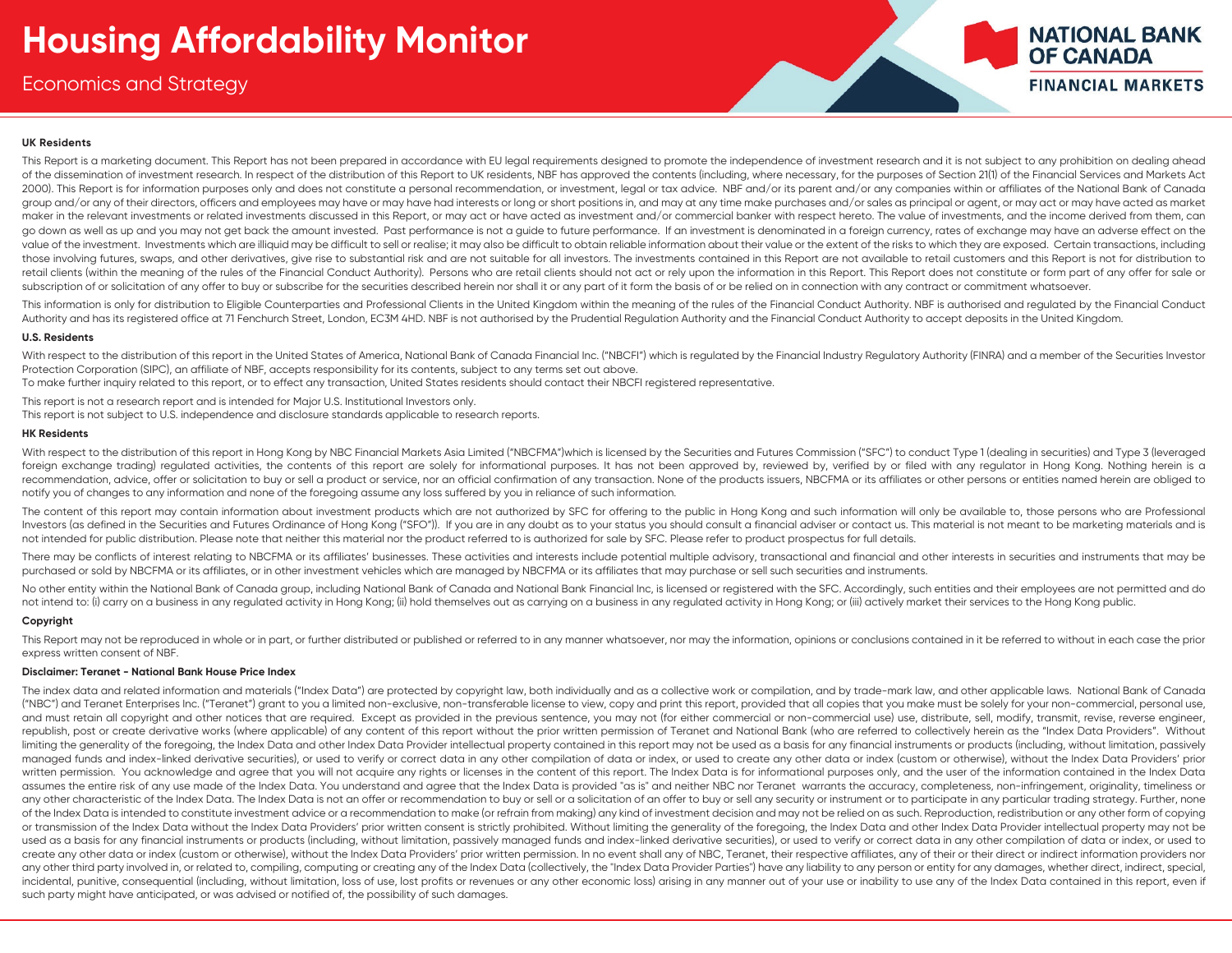**UK Residents**

This Report is a marketing document. This Report has not been prepared in accordance with EU legal requirements designed to promote the independence of investment research and it is not subject to any prohibition on dealing ahead of the dissemination of investment research. In respect of the distribution of this Report to UK residents, NBF has approved the contents (including, where necessary, for the purposes of Section 21(1) of the Financial Services and Markets Act 2000). This Report is for information purposes only and does not constitute a personal recommendation, or investment, legal or tax advice. NBF and/or its parent and/or any companies within or affiliates of the National Bank of Canada group and/or any of their directors, officers and employees may have or may have had interests or long or short positions in, and may at any time make purchases and/or sales as principal or agent, or may act or may have acted as market maker in the relevant investments or related investments discussed in this Report, or may act or have acted as investment and/or commercial banker with respect hereto. The value of investments, and the income derived from them, can go down as well as up and you may not get back the amount invested. Past performance is not a guide to future performance. If an investment is denominated in a foreign currency, rates of exchange may have an adverse effect on the value of the investment. Investments which are illiquid may be difficult to sell or realise; it may also be difficult to obtain reliable information about their value or the extent of the risks to which they are exposed. Certain transactions, including those involving futures, swaps, and other derivatives, give rise to substantial risk and are not suitable for all investors. The investments contained in this Report are not available to retail customers and this Report is not for distribution to retail clients (within the meaning of the rules of the Financial Conduct Authority). Persons who are retail clients should not act or rely upon the information in this Report. This Report does not constitute or form part of any offer for sale or subscription of or solicitation of any offer to buy or subscribe for the securities described herein nor shall it or any part of it form the basis of or be relied on in connection with any contract or commitment whatsoever.

This information is only for distribution to Eligible Counterparties and Professional Clients in the United Kingdom within the meaning of the rules of the Financial Conduct Authority. NBF is authorised and regulated by the Financial Conduct Authority and has its registered office at 71 Fenchurch Street, London, EC3M 4HD. NBF is not authorised by the Prudential Regulation Authority and the Financial Conduct Authority to accept deposits in the United Kingdom.

**U.S. Residents**

With respect to the distribution of this report in the United States of America, National Bank of Canada Financial Inc. ("NBCFI") which is regulated by the Financial Industry Regulatory Authority (FINRA) and a member of the Securities Investor Protection Corporation (SIPC), an affiliate of NBF, accepts responsibility for its contents, subject to any terms set out above.
To make further inquiry related to this report, or to effect any transaction, United States residents should contact their NBCFI registered representative.

This report is not a research report and is intended for Major U.S. Institutional Investors only.
This report is not subject to U.S. independence and disclosure standards applicable to research reports.

**HK Residents**

With respect to the distribution of this report in Hong Kong by NBC Financial Markets Asia Limited ("NBCFMA")which is licensed by the Securities and Futures Commission ("SFC") to conduct Type 1 (dealing in securities) and Type 3 (leveraged foreign exchange trading) regulated activities, the contents of this report are solely for informational purposes. It has not been approved by, reviewed by, verified by or filed with any regulator in Hong Kong. Nothing herein is a recommendation, advice, offer or solicitation to buy or sell a product or service, nor an official confirmation of any transaction. None of the products issuers, NBCFMA or its affiliates or other persons or entities named herein are obliged to notify you of changes to any information and none of the foregoing assume any loss suffered by you in reliance of such information.

The content of this report may contain information about investment products which are not authorized by SFC for offering to the public in Hong Kong and such information will only be available to, those persons who are Professional Investors (as defined in the Securities and Futures Ordinance of Hong Kong ("SFO")). If you are in any doubt as to your status you should consult a financial adviser or contact us. This material is not meant to be marketing materials and is not intended for public distribution. Please note that neither this material nor the product referred to is authorized for sale by SFC. Please refer to product prospectus for full details.

There may be conflicts of interest relating to NBCFMA or its affiliates' businesses. These activities and interests include potential multiple advisory, transactional and financial and other interests in securities and instruments that may be purchased or sold by NBCFMA or its affiliates, or in other investment vehicles which are managed by NBCFMA or its affiliates that may purchase or sell such securities and instruments.

No other entity within the National Bank of Canada group, including National Bank of Canada and National Bank Financial Inc, is licensed or registered with the SFC. Accordingly, such entities and their employees are not permitted and do not intend to: (i) carry on a business in any regulated activity in Hong Kong; (ii) hold themselves out as carrying on a business in any regulated activity in Hong Kong; or (iii) actively market their services to the Hong Kong public.

**Copyright**

This Report may not be reproduced in whole or in part, or further distributed or published or referred to in any manner whatsoever, nor may the information, opinions or conclusions contained in it be referred to without in each case the prior express written consent of NBF.

**Disclaimer: Teranet - National Bank House Price Index**

The index data and related information and materials ("Index Data") are protected by copyright law, both individually and as a collective work or compilation, and by trade-mark law, and other applicable laws. National Bank of Canada ("NBC") and Teranet Enterprises Inc. ("Teranet") grant to you a limited non-exclusive, non-transferable license to view, copy and print this report, provided that all copies that you make must be solely for your non-commercial, personal use, and must retain all copyright and other notices that are required. Except as provided in the previous sentence, you may not (for either commercial or non-commercial use) use, distribute, sell, modify, transmit, revise, reverse engineer, republish, post or create derivative works (where applicable) of any content of this report without the prior written permission of Teranet and National Bank (who are referred to collectively herein as the "Index Data Providers". Without limiting the generality of the foregoing, the Index Data and other Index Data Provider intellectual property contained in this report may not be used as a basis for any financial instruments or products (including, without limitation, passively managed funds and index-linked derivative securities), or used to verify or correct data in any other compilation of data or index, or used to create any other data or index (custom or otherwise), without the Index Data Providers' prior written permission. You acknowledge and agree that you will not acquire any rights or licenses in the content of this report. The Index Data is for informational purposes only, and the user of the information contained in the Index Data assumes the entire risk of any use made of the Index Data. You understand and agree that the Index Data is provided "as is" and neither NBC nor Teranet warrants the accuracy, completeness, non-infringement, originality, timeliness or any other characteristic of the Index Data. The Index Data is not an offer or recommendation to buy or sell or a solicitation of an offer to buy or sell any security or instrument or to participate in any particular trading strategy. Further, none of the Index Data is intended to constitute investment advice or a recommendation to make (or refrain from making) any kind of investment decision and may not be relied on as such. Reproduction, redistribution or any other form of copying or transmission of the Index Data without the Index Data Providers' prior written consent is strictly prohibited. Without limiting the generality of the foregoing, the Index Data and other Index Data Provider intellectual property may not be used as a basis for any financial instruments or products (including, without limitation, passively managed funds and index-linked derivative securities), or used to verify or correct data in any other compilation of data or index, or used to create any other data or index (custom or otherwise), without the Index Data Providers' prior written permission. In no event shall any of NBC, Teranet, their respective affiliates, any of their or their direct or indirect information providers nor any other third party involved in, or related to, compiling, computing or creating any of the Index Data (collectively, the "Index Data Provider Parties") have any liability to any person or entity for any damages, whether direct, indirect, special, incidental, punitive, consequential (including, without limitation, loss of use, lost profits or revenues or any other economic loss) arising in any manner out of your use or inability to use any of the Index Data contained in this report, even if such party might have anticipated, or was advised or notified of, the possibility of such damages.